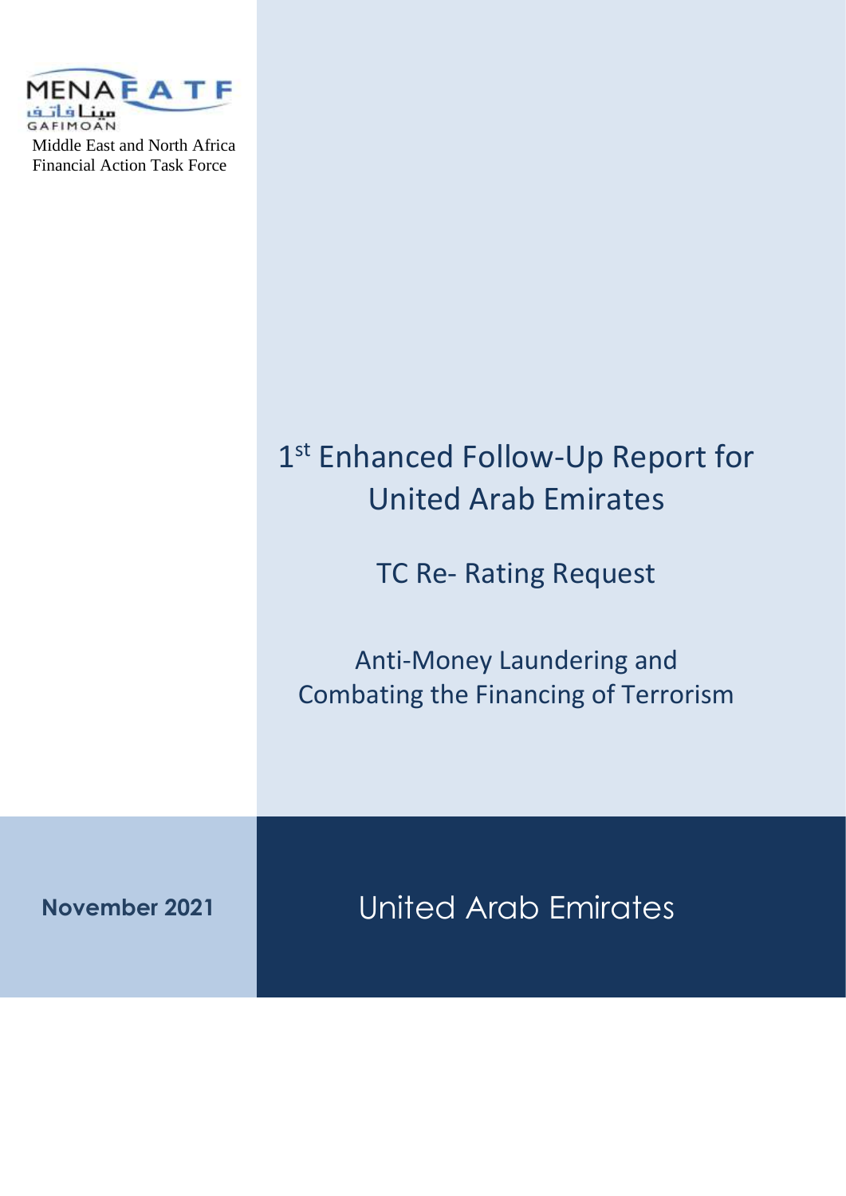MENAFATF

مينا فاتف

GAFIMOAN

Middle East and North Africa
Financial Action Task Force

# 1st Enhanced Follow-Up Report for United Arab Emirates

## TC Re- Rating Request

## Anti-Money Laundering and Combating the Financing of Terrorism

**November 2021**

United Arab Emirates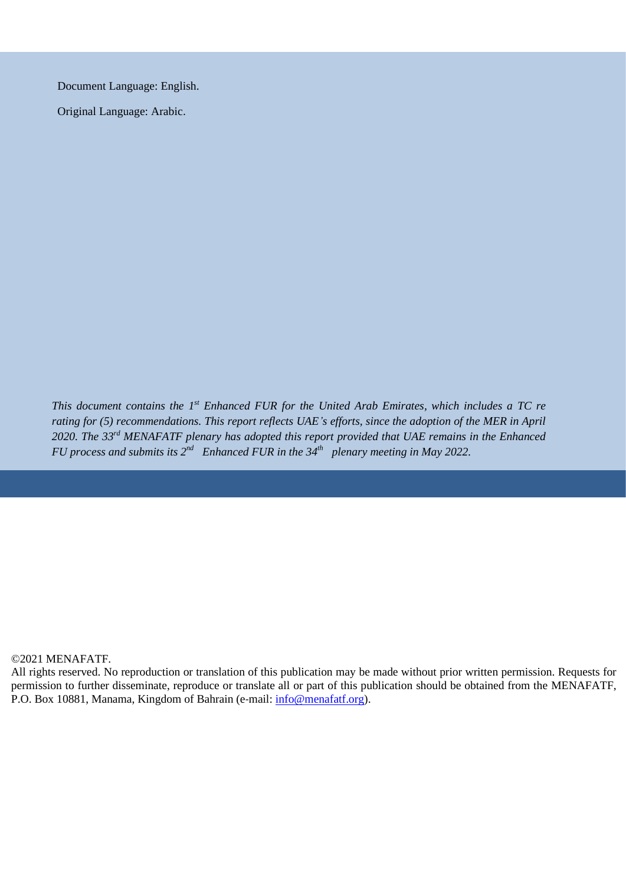Document Language: English.

Original Language: Arabic.

*This document contains the 1st Enhanced FUR for the United Arab Emirates, which includes a TC re rating for (5) recommendations. This report reflects UAE's efforts, since the adoption of the MER in April 2020. The 33rd MENAFATF plenary has adopted this report provided that UAE remains in the Enhanced FU process and submits its 2nd Enhanced FUR in the 34th plenary meeting in May 2022.*

©2021 MENAFATF.

All rights reserved. No reproduction or translation of this publication may be made without prior written permission. Requests for permission to further disseminate, reproduce or translate all or part of this publication should be obtained from the MENAFATF, P.O. Box 10881, Manama, Kingdom of Bahrain (e-mail: info@menafatf.org).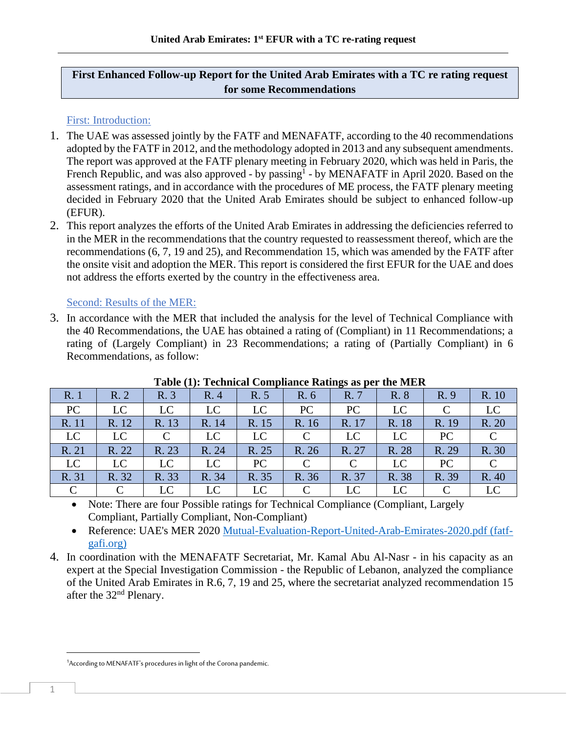# First Enhanced Follow-up Report for the United Arab Emirates with a TC re rating request for some Recommendations

## First: Introduction:

1. The UAE was assessed jointly by the FATF and MENAFATF, according to the 40 recommendations adopted by the FATF in 2012, and the methodology adopted in 2013 and any subsequent amendments. The report was approved at the FATF plenary meeting in February 2020, which was held in Paris, the French Republic, and was also approved - by passing[1] - by MENAFATF in April 2020. Based on the assessment ratings, and in accordance with the procedures of ME process, the FATF plenary meeting decided in February 2020 that the United Arab Emirates should be subject to enhanced follow-up (EFUR).
2. This report analyzes the efforts of the United Arab Emirates in addressing the deficiencies referred to in the MER in the recommendations that the country requested to reassessment thereof, which are the recommendations (6, 7, 19 and 25), and Recommendation 15, which was amended by the FATF after the onsite visit and adoption the MER. This report is considered the first EFUR for the UAE and does not address the efforts exerted by the country in the effectiveness area.

## Second: Results of the MER:

3. In accordance with the MER that included the analysis for the level of Technical Compliance with the 40 Recommendations, the UAE has obtained a rating of (Compliant) in 11 Recommendations; a rating of (Largely Compliant) in 23 Recommendations; a rating of (Partially Compliant) in 6 Recommendations, as follow:

**Table (1): Technical Compliance Ratings as per the MER**

| R. 1 | R. 2 | R. 3 | R. 4 | R. 5 | R. 6 | R. 7 | R. 8 | R. 9 | R. 10 |
|---|---|---|---|---|---|---|---|---|---|
| PC | LC | LC | LC | LC | PC | PC | LC | C | LC |
| R. 11 | R. 12 | R. 13 | R. 14 | R. 15 | R. 16 | R. 17 | R. 18 | R. 19 | R. 20 |
| LC | LC | C | LC | LC | C | LC | LC | PC | C |
| R. 21 | R. 22 | R. 23 | R. 24 | R. 25 | R. 26 | R. 27 | R. 28 | R. 29 | R. 30 |
| LC | LC | LC | LC | PC | C | C | LC | PC | C |
| R. 31 | R. 32 | R. 33 | R. 34 | R. 35 | R. 36 | R. 37 | R. 38 | R. 39 | R. 40 |
| C | C | LC | LC | LC | C | LC | LC | C | LC |

- Note: There are four Possible ratings for Technical Compliance (Compliant, Largely Compliant, Partially Compliant, Non-Compliant)
- Reference: UAE's MER 2020 Mutual-Evaluation-Report-United-Arab-Emirates-2020.pdf (fatf-gafi.org)

4. In coordination with the MENAFATF Secretariat, Mr. Kamal Abu Al-Nasr - in his capacity as an expert at the Special Investigation Commission - the Republic of Lebanon, analyzed the compliance of the United Arab Emirates in R.6, 7, 19 and 25, where the secretariat analyzed recommendation 15 after the 32nd Plenary.

[1] According to MENAFATF's procedures in light of the Corona pandemic.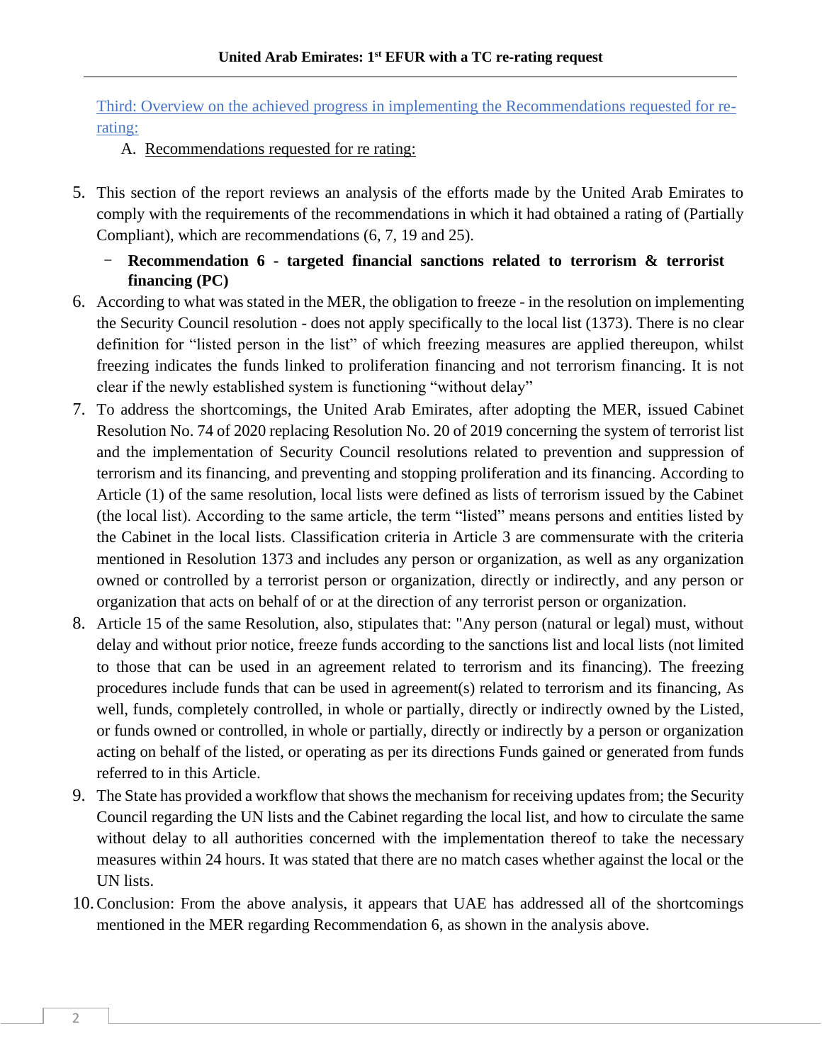Third: Overview on the achieved progress in implementing the Recommendations requested for re-rating:

A. Recommendations requested for re rating:

5. This section of the report reviews an analysis of the efforts made by the United Arab Emirates to comply with the requirements of the recommendations in which it had obtained a rating of (Partially Compliant), which are recommendations (6, 7, 19 and 25).

- **Recommendation 6 - targeted financial sanctions related to terrorism & terrorist financing (PC)**

6. According to what was stated in the MER, the obligation to freeze - in the resolution on implementing the Security Council resolution - does not apply specifically to the local list (1373). There is no clear definition for "listed person in the list" of which freezing measures are applied thereupon, whilst freezing indicates the funds linked to proliferation financing and not terrorism financing. It is not clear if the newly established system is functioning "without delay"

7. To address the shortcomings, the United Arab Emirates, after adopting the MER, issued Cabinet Resolution No. 74 of 2020 replacing Resolution No. 20 of 2019 concerning the system of terrorist list and the implementation of Security Council resolutions related to prevention and suppression of terrorism and its financing, and preventing and stopping proliferation and its financing. According to Article (1) of the same resolution, local lists were defined as lists of terrorism issued by the Cabinet (the local list). According to the same article, the term "listed" means persons and entities listed by the Cabinet in the local lists. Classification criteria in Article 3 are commensurate with the criteria mentioned in Resolution 1373 and includes any person or organization, as well as any organization owned or controlled by a terrorist person or organization, directly or indirectly, and any person or organization that acts on behalf of or at the direction of any terrorist person or organization.

8. Article 15 of the same Resolution, also, stipulates that: "Any person (natural or legal) must, without delay and without prior notice, freeze funds according to the sanctions list and local lists (not limited to those that can be used in an agreement related to terrorism and its financing). The freezing procedures include funds that can be used in agreement(s) related to terrorism and its financing, As well, funds, completely controlled, in whole or partially, directly or indirectly owned by the Listed, or funds owned or controlled, in whole or partially, directly or indirectly by a person or organization acting on behalf of the listed, or operating as per its directions Funds gained or generated from funds referred to in this Article.

9. The State has provided a workflow that shows the mechanism for receiving updates from; the Security Council regarding the UN lists and the Cabinet regarding the local list, and how to circulate the same without delay to all authorities concerned with the implementation thereof to take the necessary measures within 24 hours. It was stated that there are no match cases whether against the local or the UN lists.

10. Conclusion: From the above analysis, it appears that UAE has addressed all of the shortcomings mentioned in the MER regarding Recommendation 6, as shown in the analysis above.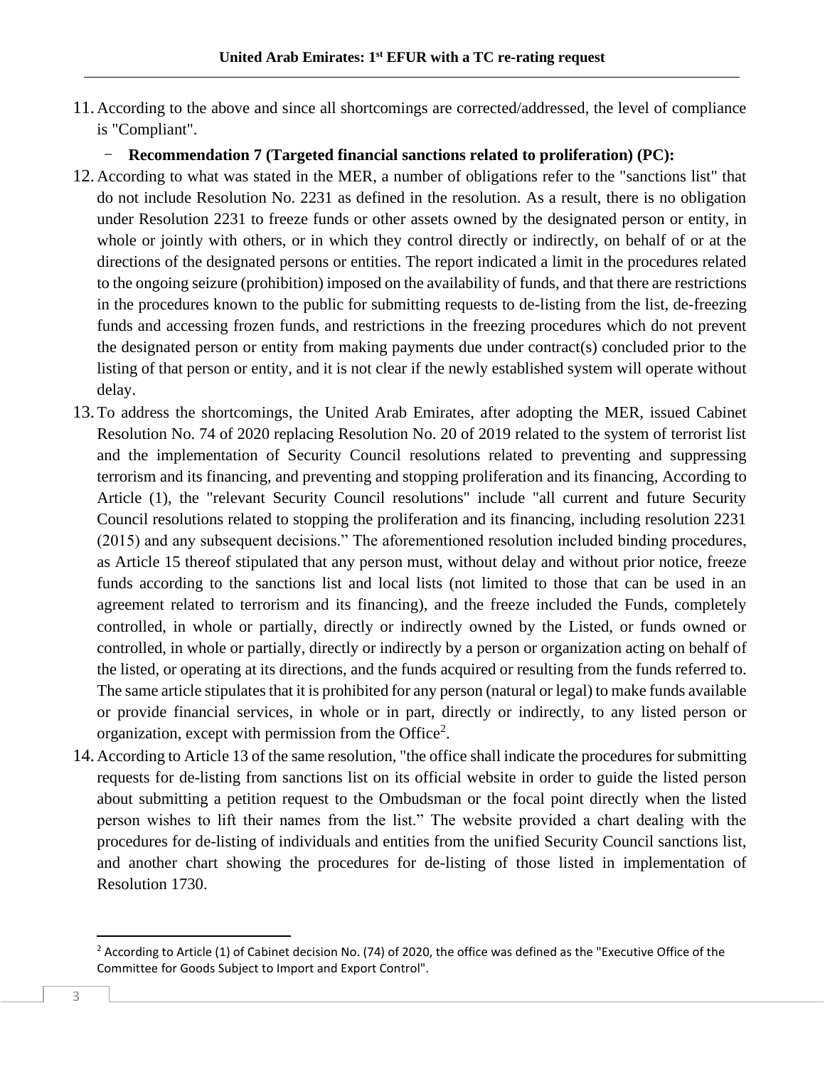11. According to the above and since all shortcomings are corrected/addressed, the level of compliance is "Compliant".

- **Recommendation 7 (Targeted financial sanctions related to proliferation) (PC):**

12. According to what was stated in the MER, a number of obligations refer to the "sanctions list" that do not include Resolution No. 2231 as defined in the resolution. As a result, there is no obligation under Resolution 2231 to freeze funds or other assets owned by the designated person or entity, in whole or jointly with others, or in which they control directly or indirectly, on behalf of or at the directions of the designated persons or entities. The report indicated a limit in the procedures related to the ongoing seizure (prohibition) imposed on the availability of funds, and that there are restrictions in the procedures known to the public for submitting requests to de-listing from the list, de-freezing funds and accessing frozen funds, and restrictions in the freezing procedures which do not prevent the designated person or entity from making payments due under contract(s) concluded prior to the listing of that person or entity, and it is not clear if the newly established system will operate without delay.

13. To address the shortcomings, the United Arab Emirates, after adopting the MER, issued Cabinet Resolution No. 74 of 2020 replacing Resolution No. 20 of 2019 related to the system of terrorist list and the implementation of Security Council resolutions related to preventing and suppressing terrorism and its financing, and preventing and stopping proliferation and its financing, According to Article (1), the "relevant Security Council resolutions" include "all current and future Security Council resolutions related to stopping the proliferation and its financing, including resolution 2231 (2015) and any subsequent decisions." The aforementioned resolution included binding procedures, as Article 15 thereof stipulated that any person must, without delay and without prior notice, freeze funds according to the sanctions list and local lists (not limited to those that can be used in an agreement related to terrorism and its financing), and the freeze included the Funds, completely controlled, in whole or partially, directly or indirectly owned by the Listed, or funds owned or controlled, in whole or partially, directly or indirectly by a person or organization acting on behalf of the listed, or operating at its directions, and the funds acquired or resulting from the funds referred to. The same article stipulates that it is prohibited for any person (natural or legal) to make funds available or provide financial services, in whole or in part, directly or indirectly, to any listed person or organization, except with permission from the Office[2].

14. According to Article 13 of the same resolution, "the office shall indicate the procedures for submitting requests for de-listing from sanctions list on its official website in order to guide the listed person about submitting a petition request to the Ombudsman or the focal point directly when the listed person wishes to lift their names from the list." The website provided a chart dealing with the procedures for de-listing of individuals and entities from the unified Security Council sanctions list, and another chart showing the procedures for de-listing of those listed in implementation of Resolution 1730.

[2] According to Article (1) of Cabinet decision No. (74) of 2020, the office was defined as the "Executive Office of the Committee for Goods Subject to Import and Export Control".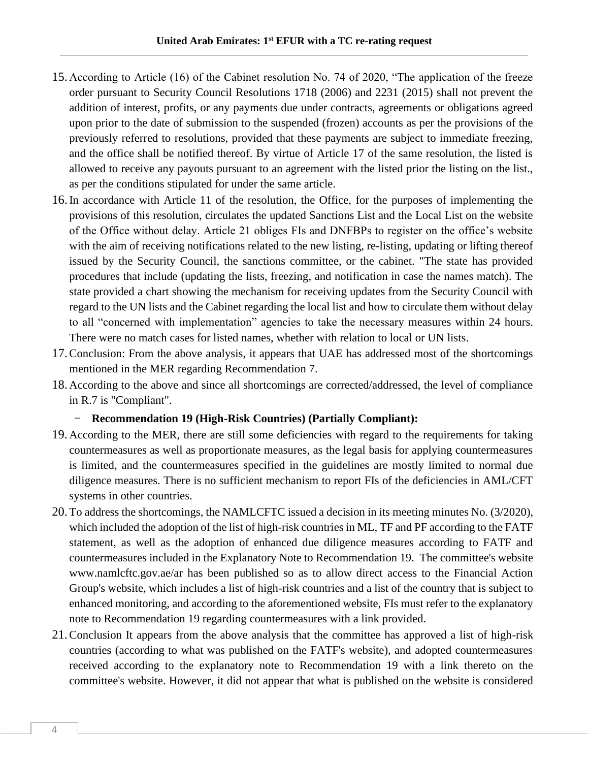15. According to Article (16) of the Cabinet resolution No. 74 of 2020, "The application of the freeze order pursuant to Security Council Resolutions 1718 (2006) and 2231 (2015) shall not prevent the addition of interest, profits, or any payments due under contracts, agreements or obligations agreed upon prior to the date of submission to the suspended (frozen) accounts as per the provisions of the previously referred to resolutions, provided that these payments are subject to immediate freezing, and the office shall be notified thereof. By virtue of Article 17 of the same resolution, the listed is allowed to receive any payouts pursuant to an agreement with the listed prior the listing on the list., as per the conditions stipulated for under the same article.

16. In accordance with Article 11 of the resolution, the Office, for the purposes of implementing the provisions of this resolution, circulates the updated Sanctions List and the Local List on the website of the Office without delay. Article 21 obliges FIs and DNFBPs to register on the office's website with the aim of receiving notifications related to the new listing, re-listing, updating or lifting thereof issued by the Security Council, the sanctions committee, or the cabinet. "The state has provided procedures that include (updating the lists, freezing, and notification in case the names match). The state provided a chart showing the mechanism for receiving updates from the Security Council with regard to the UN lists and the Cabinet regarding the local list and how to circulate them without delay to all "concerned with implementation" agencies to take the necessary measures within 24 hours. There were no match cases for listed names, whether with relation to local or UN lists.

17. Conclusion: From the above analysis, it appears that UAE has addressed most of the shortcomings mentioned in the MER regarding Recommendation 7.

18. According to the above and since all shortcomings are corrected/addressed, the level of compliance in R.7 is "Compliant".

- **Recommendation 19 (High-Risk Countries) (Partially Compliant):**

19. According to the MER, there are still some deficiencies with regard to the requirements for taking countermeasures as well as proportionate measures, as the legal basis for applying countermeasures is limited, and the countermeasures specified in the guidelines are mostly limited to normal due diligence measures. There is no sufficient mechanism to report FIs of the deficiencies in AML/CFT systems in other countries.

20. To address the shortcomings, the NAMLCFTC issued a decision in its meeting minutes No. (3/2020), which included the adoption of the list of high-risk countries in ML, TF and PF according to the FATF statement, as well as the adoption of enhanced due diligence measures according to FATF and countermeasures included in the Explanatory Note to Recommendation 19. The committee's website www.namlcftc.gov.ae/ar has been published so as to allow direct access to the Financial Action Group's website, which includes a list of high-risk countries and a list of the country that is subject to enhanced monitoring, and according to the aforementioned website, FIs must refer to the explanatory note to Recommendation 19 regarding countermeasures with a link provided.

21. Conclusion It appears from the above analysis that the committee has approved a list of high-risk countries (according to what was published on the FATF's website), and adopted countermeasures received according to the explanatory note to Recommendation 19 with a link thereto on the committee's website. However, it did not appear that what is published on the website is considered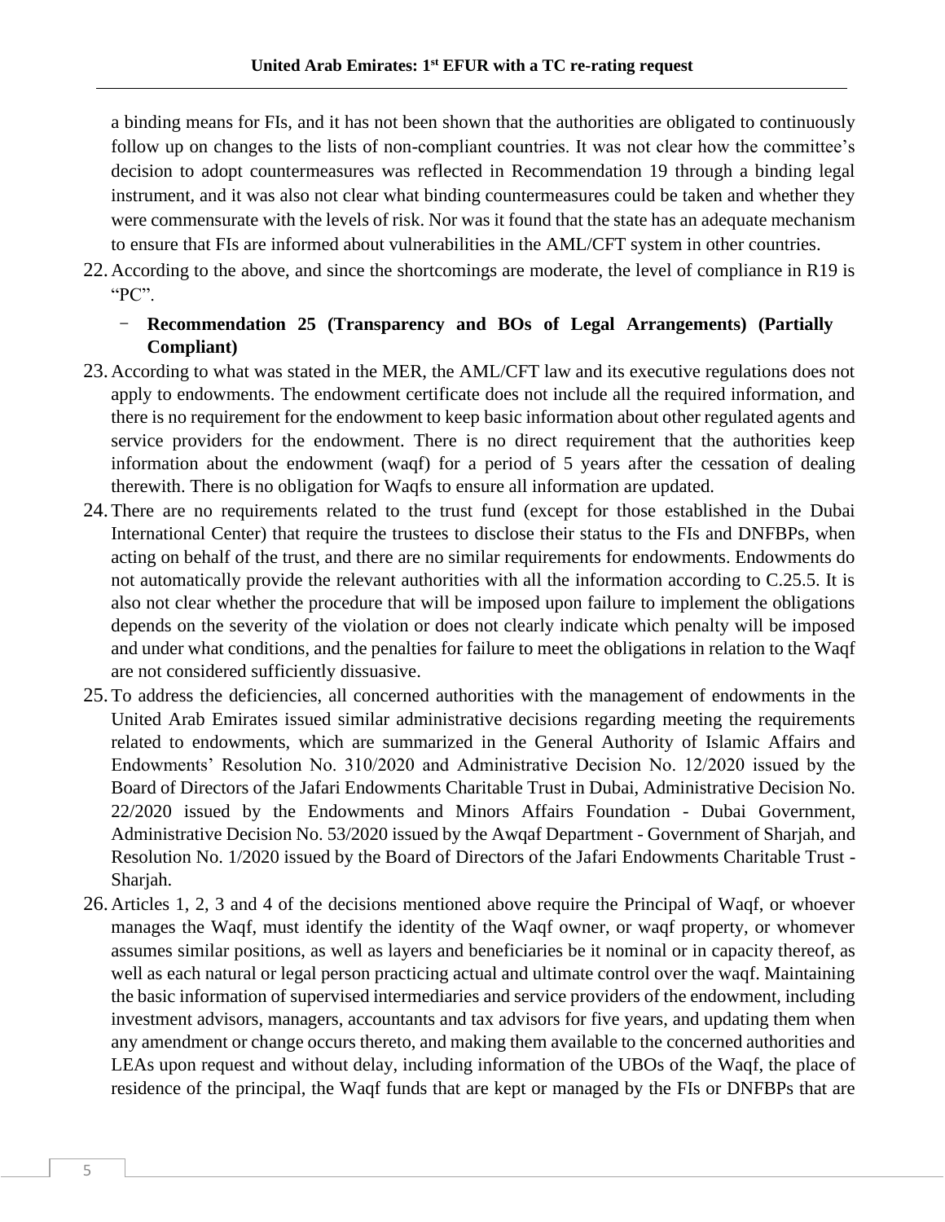a binding means for FIs, and it has not been shown that the authorities are obligated to continuously follow up on changes to the lists of non-compliant countries. It was not clear how the committee's decision to adopt countermeasures was reflected in Recommendation 19 through a binding legal instrument, and it was also not clear what binding countermeasures could be taken and whether they were commensurate with the levels of risk. Nor was it found that the state has an adequate mechanism to ensure that FIs are informed about vulnerabilities in the AML/CFT system in other countries.

22. According to the above, and since the shortcomings are moderate, the level of compliance in R19 is "PC".

- **Recommendation 25 (Transparency and BOs of Legal Arrangements) (Partially Compliant)**

23. According to what was stated in the MER, the AML/CFT law and its executive regulations does not apply to endowments. The endowment certificate does not include all the required information, and there is no requirement for the endowment to keep basic information about other regulated agents and service providers for the endowment. There is no direct requirement that the authorities keep information about the endowment (waqf) for a period of 5 years after the cessation of dealing therewith. There is no obligation for Waqfs to ensure all information are updated.

24. There are no requirements related to the trust fund (except for those established in the Dubai International Center) that require the trustees to disclose their status to the FIs and DNFBPs, when acting on behalf of the trust, and there are no similar requirements for endowments. Endowments do not automatically provide the relevant authorities with all the information according to C.25.5. It is also not clear whether the procedure that will be imposed upon failure to implement the obligations depends on the severity of the violation or does not clearly indicate which penalty will be imposed and under what conditions, and the penalties for failure to meet the obligations in relation to the Waqf are not considered sufficiently dissuasive.

25. To address the deficiencies, all concerned authorities with the management of endowments in the United Arab Emirates issued similar administrative decisions regarding meeting the requirements related to endowments, which are summarized in the General Authority of Islamic Affairs and Endowments' Resolution No. 310/2020 and Administrative Decision No. 12/2020 issued by the Board of Directors of the Jafari Endowments Charitable Trust in Dubai, Administrative Decision No. 22/2020 issued by the Endowments and Minors Affairs Foundation - Dubai Government, Administrative Decision No. 53/2020 issued by the Awqaf Department - Government of Sharjah, and Resolution No. 1/2020 issued by the Board of Directors of the Jafari Endowments Charitable Trust - Sharjah.

26. Articles 1, 2, 3 and 4 of the decisions mentioned above require the Principal of Waqf, or whoever manages the Waqf, must identify the identity of the Waqf owner, or waqf property, or whomever assumes similar positions, as well as layers and beneficiaries be it nominal or in capacity thereof, as well as each natural or legal person practicing actual and ultimate control over the waqf. Maintaining the basic information of supervised intermediaries and service providers of the endowment, including investment advisors, managers, accountants and tax advisors for five years, and updating them when any amendment or change occurs thereto, and making them available to the concerned authorities and LEAs upon request and without delay, including information of the UBOs of the Waqf, the place of residence of the principal, the Waqf funds that are kept or managed by the FIs or DNFBPs that are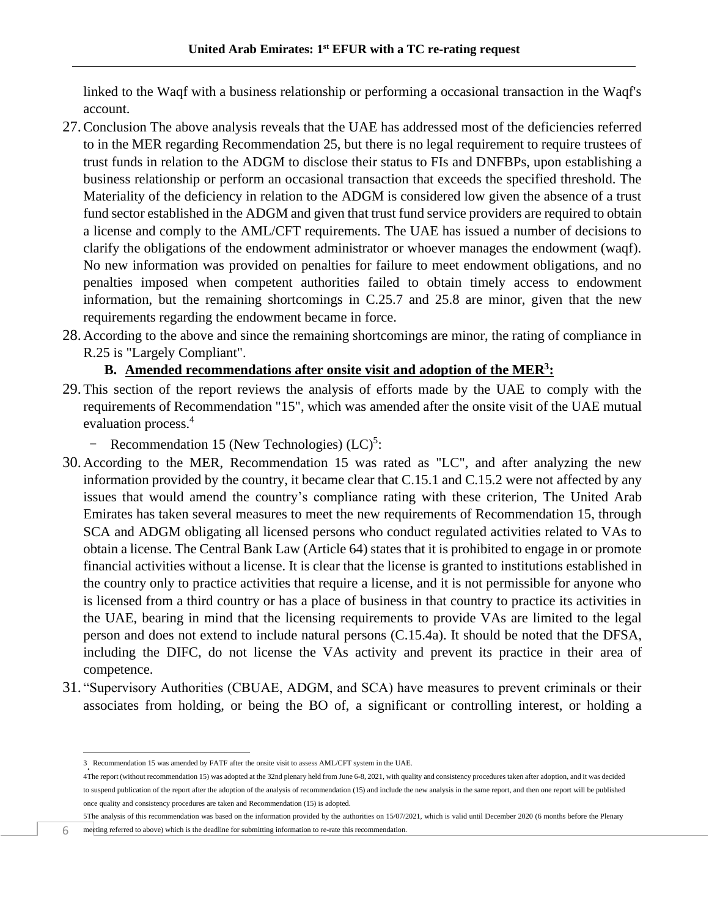linked to the Waqf with a business relationship or performing a occasional transaction in the Waqf's account.

27. Conclusion The above analysis reveals that the UAE has addressed most of the deficiencies referred to in the MER regarding Recommendation 25, but there is no legal requirement to require trustees of trust funds in relation to the ADGM to disclose their status to FIs and DNFBPs, upon establishing a business relationship or perform an occasional transaction that exceeds the specified threshold. The Materiality of the deficiency in relation to the ADGM is considered low given the absence of a trust fund sector established in the ADGM and given that trust fund service providers are required to obtain a license and comply to the AML/CFT requirements. The UAE has issued a number of decisions to clarify the obligations of the endowment administrator or whoever manages the endowment (waqf). No new information was provided on penalties for failure to meet endowment obligations, and no penalties imposed when competent authorities failed to obtain timely access to endowment information, but the remaining shortcomings in C.25.7 and 25.8 are minor, given that the new requirements regarding the endowment became in force.

28. According to the above and since the remaining shortcomings are minor, the rating of compliance in R.25 is "Largely Compliant".

## B. Amended recommendations after onsite visit and adoption of the MER[3]:

29. This section of the report reviews the analysis of efforts made by the UAE to comply with the requirements of Recommendation "15", which was amended after the onsite visit of the UAE mutual evaluation process.[4]

- Recommendation 15 (New Technologies) (LC)[5]:

30. According to the MER, Recommendation 15 was rated as "LC", and after analyzing the new information provided by the country, it became clear that C.15.1 and C.15.2 were not affected by any issues that would amend the country's compliance rating with these criterion, The United Arab Emirates has taken several measures to meet the new requirements of Recommendation 15, through SCA and ADGM obligating all licensed persons who conduct regulated activities related to VAs to obtain a license. The Central Bank Law (Article 64) states that it is prohibited to engage in or promote financial activities without a license. It is clear that the license is granted to institutions established in the country only to practice activities that require a license, and it is not permissible for anyone who is licensed from a third country or has a place of business in that country to practice its activities in the UAE, bearing in mind that the licensing requirements to provide VAs are limited to the legal person and does not extend to include natural persons (C.15.4a). It should be noted that the DFSA, including the DIFC, do not license the VAs activity and prevent its practice in their area of competence.

31. "Supervisory Authorities (CBUAE, ADGM, and SCA) have measures to prevent criminals or their associates from holding, or being the BO of, a significant or controlling interest, or holding a

---

[3] Recommendation 15 was amended by FATF after the onsite visit to assess AML/CFT system in the UAE.

[4] The report (without recommendation 15) was adopted at the 32nd plenary held from June 6-8, 2021, with quality and consistency procedures taken after adoption, and it was decided to suspend publication of the report after the adoption of the analysis of recommendation (15) and include the new analysis in the same report, and then one report will be published once quality and consistency procedures are taken and Recommendation (15) is adopted.

[5] The analysis of this recommendation was based on the information provided by the authorities on 15/07/2021, which is valid until December 2020 (6 months before the Plenary meeting referred to above) which is the deadline for submitting information to re-rate this recommendation.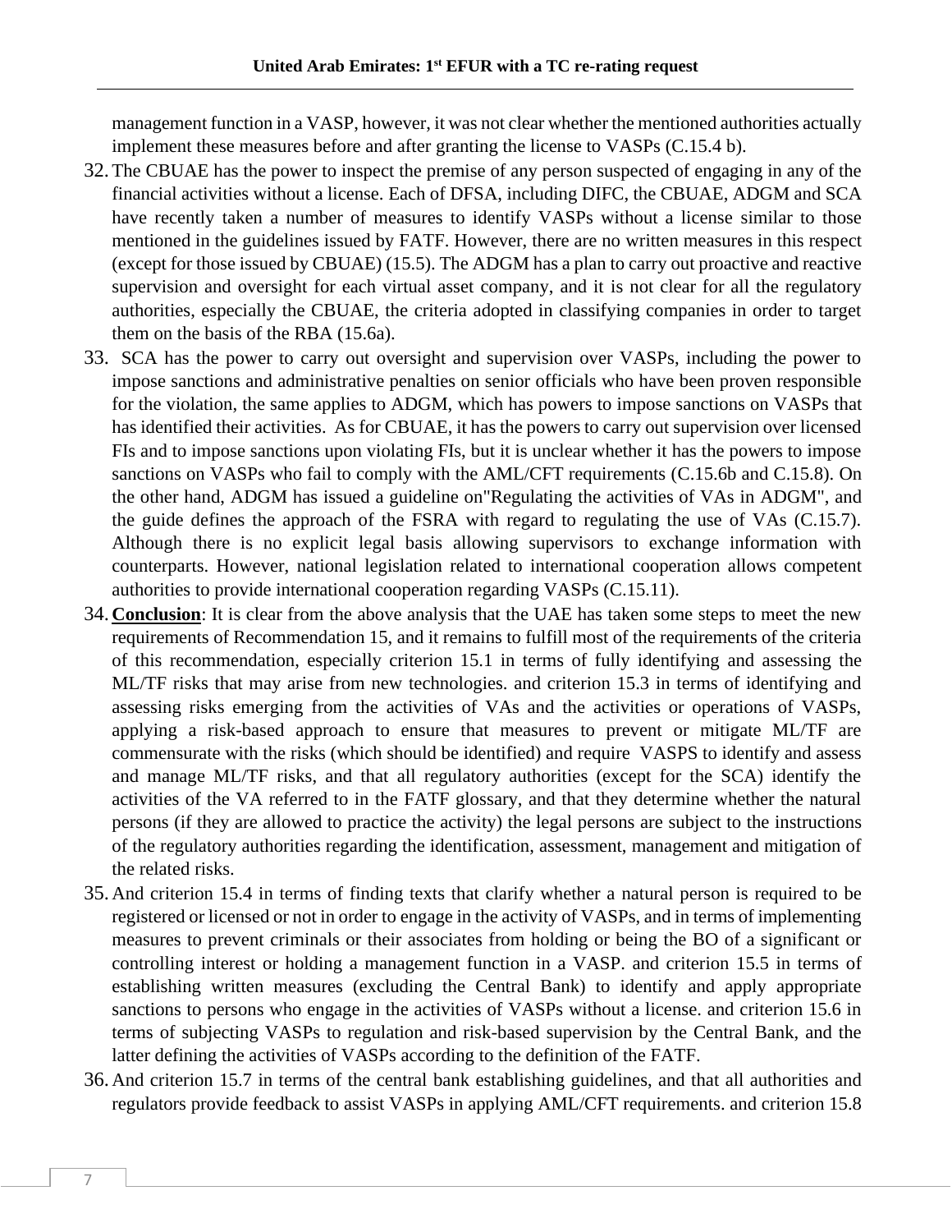management function in a VASP, however, it was not clear whether the mentioned authorities actually implement these measures before and after granting the license to VASPs (C.15.4 b).

32. The CBUAE has the power to inspect the premise of any person suspected of engaging in any of the financial activities without a license. Each of DFSA, including DIFC, the CBUAE, ADGM and SCA have recently taken a number of measures to identify VASPs without a license similar to those mentioned in the guidelines issued by FATF. However, there are no written measures in this respect (except for those issued by CBUAE) (15.5). The ADGM has a plan to carry out proactive and reactive supervision and oversight for each virtual asset company, and it is not clear for all the regulatory authorities, especially the CBUAE, the criteria adopted in classifying companies in order to target them on the basis of the RBA (15.6a).

33. SCA has the power to carry out oversight and supervision over VASPs, including the power to impose sanctions and administrative penalties on senior officials who have been proven responsible for the violation, the same applies to ADGM, which has powers to impose sanctions on VASPs that has identified their activities. As for CBUAE, it has the powers to carry out supervision over licensed FIs and to impose sanctions upon violating FIs, but it is unclear whether it has the powers to impose sanctions on VASPs who fail to comply with the AML/CFT requirements (C.15.6b and C.15.8). On the other hand, ADGM has issued a guideline on"Regulating the activities of VAs in ADGM", and the guide defines the approach of the FSRA with regard to regulating the use of VAs (C.15.7). Although there is no explicit legal basis allowing supervisors to exchange information with counterparts. However, national legislation related to international cooperation allows competent authorities to provide international cooperation regarding VASPs (C.15.11).

34. **<u>Conclusion</u>**: It is clear from the above analysis that the UAE has taken some steps to meet the new requirements of Recommendation 15, and it remains to fulfill most of the requirements of the criteria of this recommendation, especially criterion 15.1 in terms of fully identifying and assessing the ML/TF risks that may arise from new technologies. and criterion 15.3 in terms of identifying and assessing risks emerging from the activities of VAs and the activities or operations of VASPs, applying a risk-based approach to ensure that measures to prevent or mitigate ML/TF are commensurate with the risks (which should be identified) and require VASPS to identify and assess and manage ML/TF risks, and that all regulatory authorities (except for the SCA) identify the activities of the VA referred to in the FATF glossary, and that they determine whether the natural persons (if they are allowed to practice the activity) the legal persons are subject to the instructions of the regulatory authorities regarding the identification, assessment, management and mitigation of the related risks.

35. And criterion 15.4 in terms of finding texts that clarify whether a natural person is required to be registered or licensed or not in order to engage in the activity of VASPs, and in terms of implementing measures to prevent criminals or their associates from holding or being the BO of a significant or controlling interest or holding a management function in a VASP. and criterion 15.5 in terms of establishing written measures (excluding the Central Bank) to identify and apply appropriate sanctions to persons who engage in the activities of VASPs without a license. and criterion 15.6 in terms of subjecting VASPs to regulation and risk-based supervision by the Central Bank, and the latter defining the activities of VASPs according to the definition of the FATF.

36. And criterion 15.7 in terms of the central bank establishing guidelines, and that all authorities and regulators provide feedback to assist VASPs in applying AML/CFT requirements. and criterion 15.8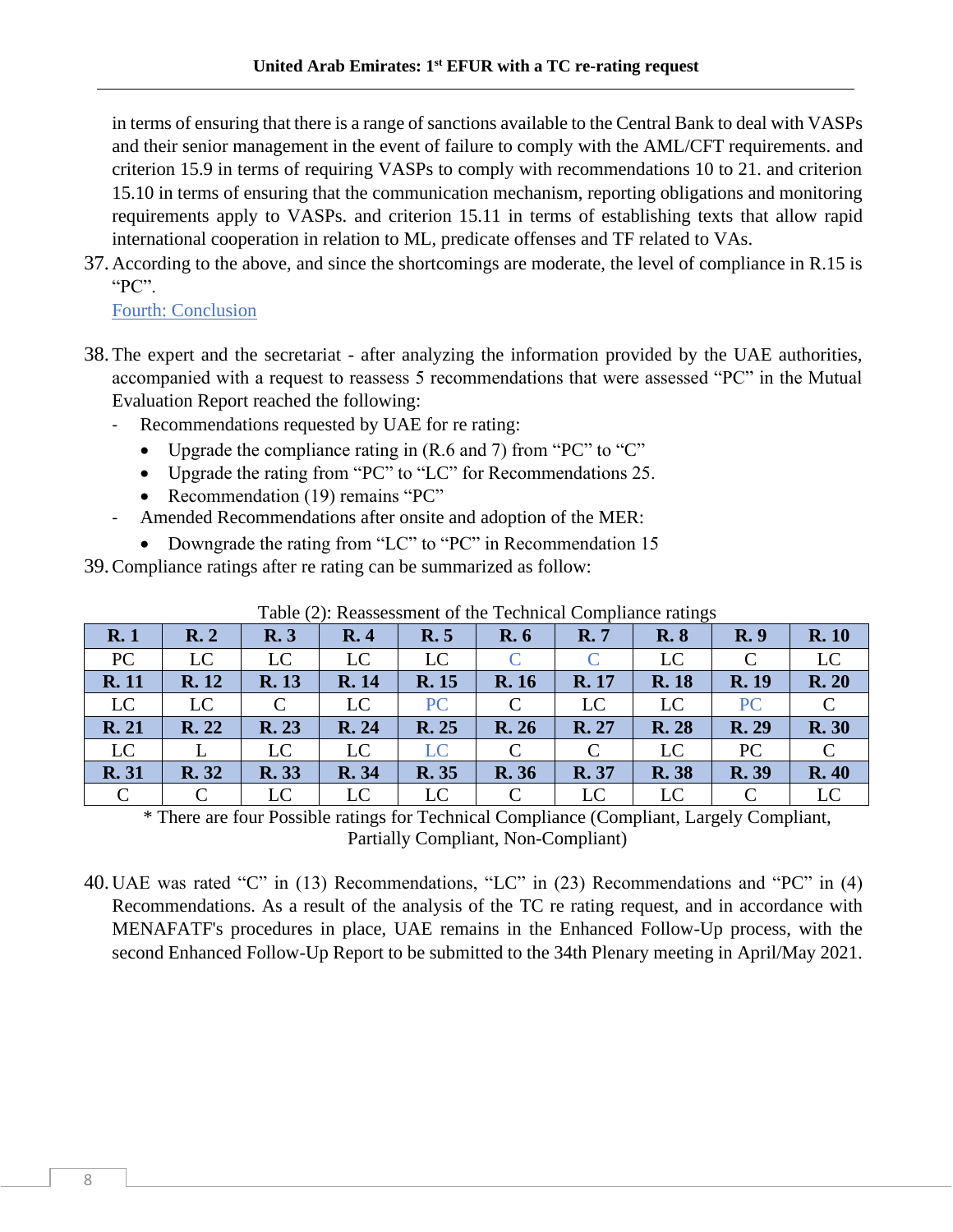in terms of ensuring that there is a range of sanctions available to the Central Bank to deal with VASPs and their senior management in the event of failure to comply with the AML/CFT requirements. and criterion 15.9 in terms of requiring VASPs to comply with recommendations 10 to 21. and criterion 15.10 in terms of ensuring that the communication mechanism, reporting obligations and monitoring requirements apply to VASPs. and criterion 15.11 in terms of establishing texts that allow rapid international cooperation in relation to ML, predicate offenses and TF related to VAs.

37. According to the above, and since the shortcomings are moderate, the level of compliance in R.15 is "PC".

## Fourth: Conclusion

38. The expert and the secretariat - after analyzing the information provided by the UAE authorities, accompanied with a request to reassess 5 recommendations that were assessed "PC" in the Mutual Evaluation Report reached the following:
   - Recommendations requested by UAE for re rating:
     - Upgrade the compliance rating in (R.6 and 7) from "PC" to "C"
     - Upgrade the rating from "PC" to "LC" for Recommendations 25.
     - Recommendation (19) remains "PC"
   - Amended Recommendations after onsite and adoption of the MER:
     - Downgrade the rating from "LC" to "PC" in Recommendation 15

39. Compliance ratings after re rating can be summarized as follow:

Table (2): Reassessment of the Technical Compliance ratings

| R. 1 | R. 2 | R. 3 | R. 4 | R. 5 | R. 6 | R. 7 | R. 8 | R. 9 | R. 10 |
|---|---|---|---|---|---|---|---|---|---|
| PC | LC | LC | LC | LC | C | C | LC | C | LC |
| **R. 11** | **R. 12** | **R. 13** | **R. 14** | **R. 15** | **R. 16** | **R. 17** | **R. 18** | **R. 19** | **R. 20** |
| LC | LC | C | LC | PC | C | LC | LC | PC | C |
| **R. 21** | **R. 22** | **R. 23** | **R. 24** | **R. 25** | **R. 26** | **R. 27** | **R. 28** | **R. 29** | **R. 30** |
| LC | L | LC | LC | LC | C | C | LC | PC | C |
| **R. 31** | **R. 32** | **R. 33** | **R. 34** | **R. 35** | **R. 36** | **R. 37** | **R. 38** | **R. 39** | **R. 40** |
| C | C | LC | LC | LC | C | LC | LC | C | LC |

* There are four Possible ratings for Technical Compliance (Compliant, Largely Compliant, Partially Compliant, Non-Compliant)

40. UAE was rated "C" in (13) Recommendations, "LC" in (23) Recommendations and "PC" in (4) Recommendations. As a result of the analysis of the TC re rating request, and in accordance with MENAFATF's procedures in place, UAE remains in the Enhanced Follow-Up process, with the second Enhanced Follow-Up Report to be submitted to the 34th Plenary meeting in April/May 2021.